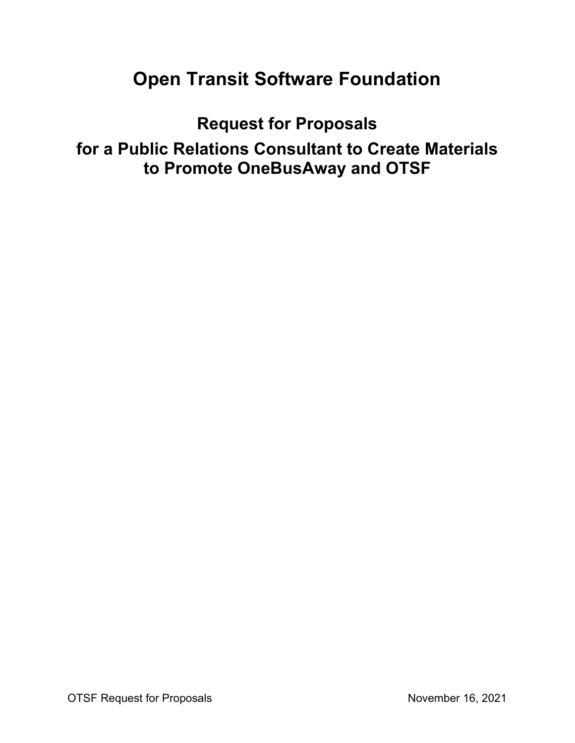# Open Transit Software Foundation

## Request for Proposals

## for a Public Relations Consultant to Create Materials to Promote OneBusAway and OTSF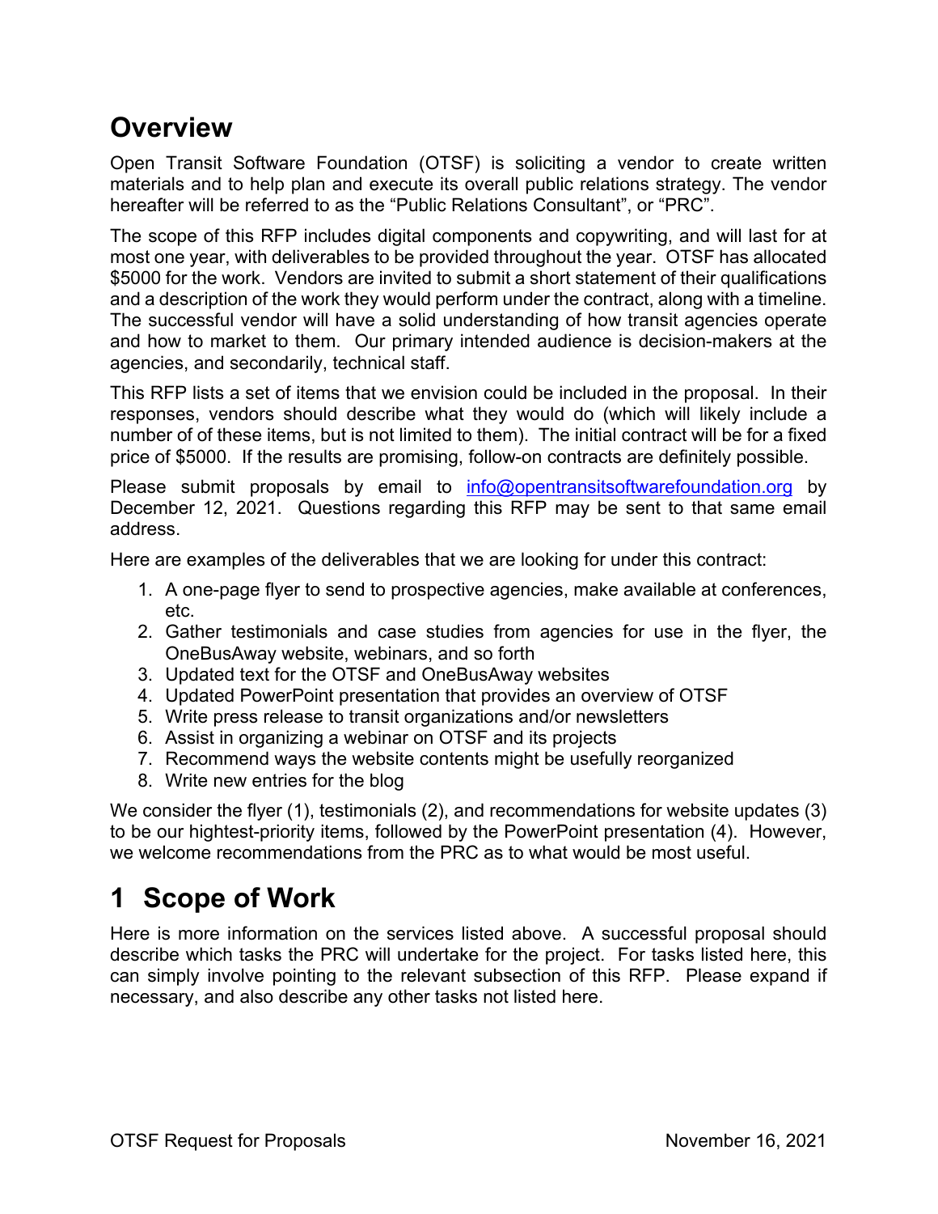# Overview

Open Transit Software Foundation (OTSF) is soliciting a vendor to create written materials and to help plan and execute its overall public relations strategy. The vendor hereafter will be referred to as the "Public Relations Consultant", or "PRC".

The scope of this RFP includes digital components and copywriting, and will last for at most one year, with deliverables to be provided throughout the year. OTSF has allocated $5000 for the work. Vendors are invited to submit a short statement of their qualifications and a description of the work they would perform under the contract, along with a timeline. The successful vendor will have a solid understanding of how transit agencies operate and how to market to them. Our primary intended audience is decision-makers at the agencies, and secondarily, technical staff.

This RFP lists a set of items that we envision could be included in the proposal. In their responses, vendors should describe what they would do (which will likely include a number of of these items, but is not limited to them). The initial contract will be for a fixed price of $5000. If the results are promising, follow-on contracts are definitely possible.

Please submit proposals by email to [info@opentransitsoftwarefoundation.org](mailto:info@opentransitsoftwarefoundation.org) by December 12, 2021. Questions regarding this RFP may be sent to that same email address.

Here are examples of the deliverables that we are looking for under this contract:

1. A one-page flyer to send to prospective agencies, make available at conferences, etc.
2. Gather testimonials and case studies from agencies for use in the flyer, the OneBusAway website, webinars, and so forth
3. Updated text for the OTSF and OneBusAway websites
4. Updated PowerPoint presentation that provides an overview of OTSF
5. Write press release to transit organizations and/or newsletters
6. Assist in organizing a webinar on OTSF and its projects
7. Recommend ways the website contents might be usefully reorganized
8. Write new entries for the blog

We consider the flyer (1), testimonials (2), and recommendations for website updates (3) to be our hightest-priority items, followed by the PowerPoint presentation (4). However, we welcome recommendations from the PRC as to what would be most useful.

# 1 Scope of Work

Here is more information on the services listed above. A successful proposal should describe which tasks the PRC will undertake for the project. For tasks listed here, this can simply involve pointing to the relevant subsection of this RFP. Please expand if necessary, and also describe any other tasks not listed here.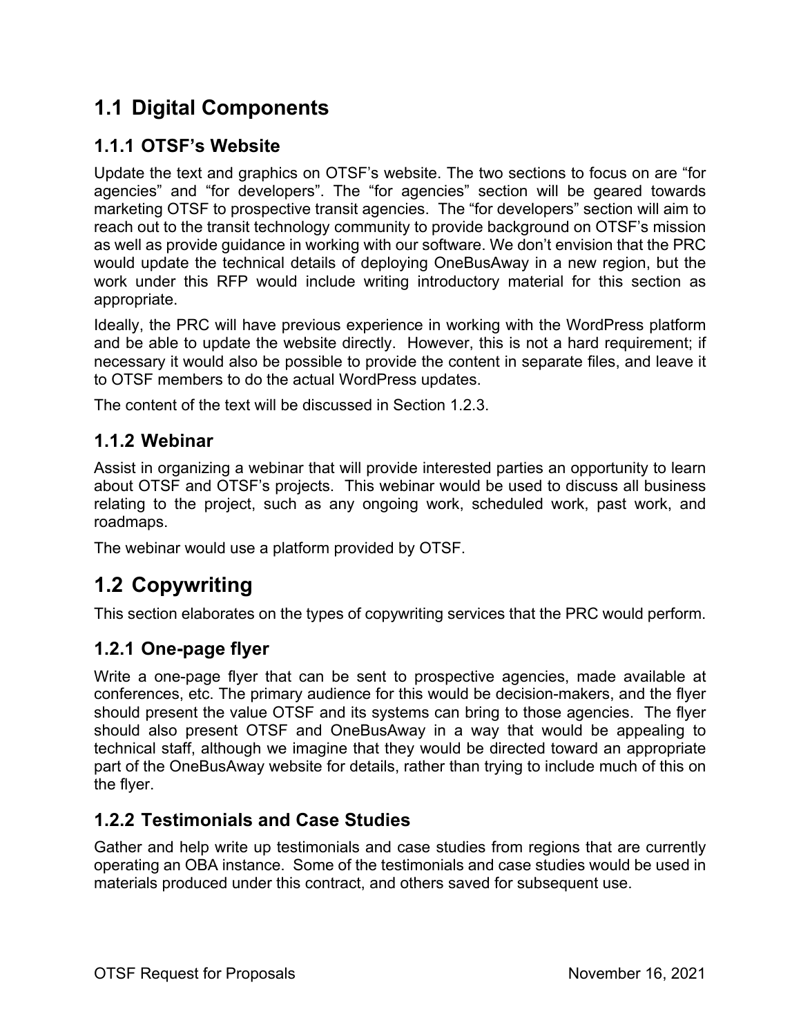## 1.1 Digital Components

### 1.1.1 OTSF's Website

Update the text and graphics on OTSF's website. The two sections to focus on are "for agencies" and "for developers". The "for agencies" section will be geared towards marketing OTSF to prospective transit agencies. The "for developers" section will aim to reach out to the transit technology community to provide background on OTSF's mission as well as provide guidance in working with our software. We don't envision that the PRC would update the technical details of deploying OneBusAway in a new region, but the work under this RFP would include writing introductory material for this section as appropriate.

Ideally, the PRC will have previous experience in working with the WordPress platform and be able to update the website directly. However, this is not a hard requirement; if necessary it would also be possible to provide the content in separate files, and leave it to OTSF members to do the actual WordPress updates.

The content of the text will be discussed in Section 1.2.3.

### 1.1.2 Webinar

Assist in organizing a webinar that will provide interested parties an opportunity to learn about OTSF and OTSF's projects. This webinar would be used to discuss all business relating to the project, such as any ongoing work, scheduled work, past work, and roadmaps.

The webinar would use a platform provided by OTSF.

## 1.2 Copywriting

This section elaborates on the types of copywriting services that the PRC would perform.

### 1.2.1 One-page flyer

Write a one-page flyer that can be sent to prospective agencies, made available at conferences, etc. The primary audience for this would be decision-makers, and the flyer should present the value OTSF and its systems can bring to those agencies. The flyer should also present OTSF and OneBusAway in a way that would be appealing to technical staff, although we imagine that they would be directed toward an appropriate part of the OneBusAway website for details, rather than trying to include much of this on the flyer.

### 1.2.2 Testimonials and Case Studies

Gather and help write up testimonials and case studies from regions that are currently operating an OBA instance. Some of the testimonials and case studies would be used in materials produced under this contract, and others saved for subsequent use.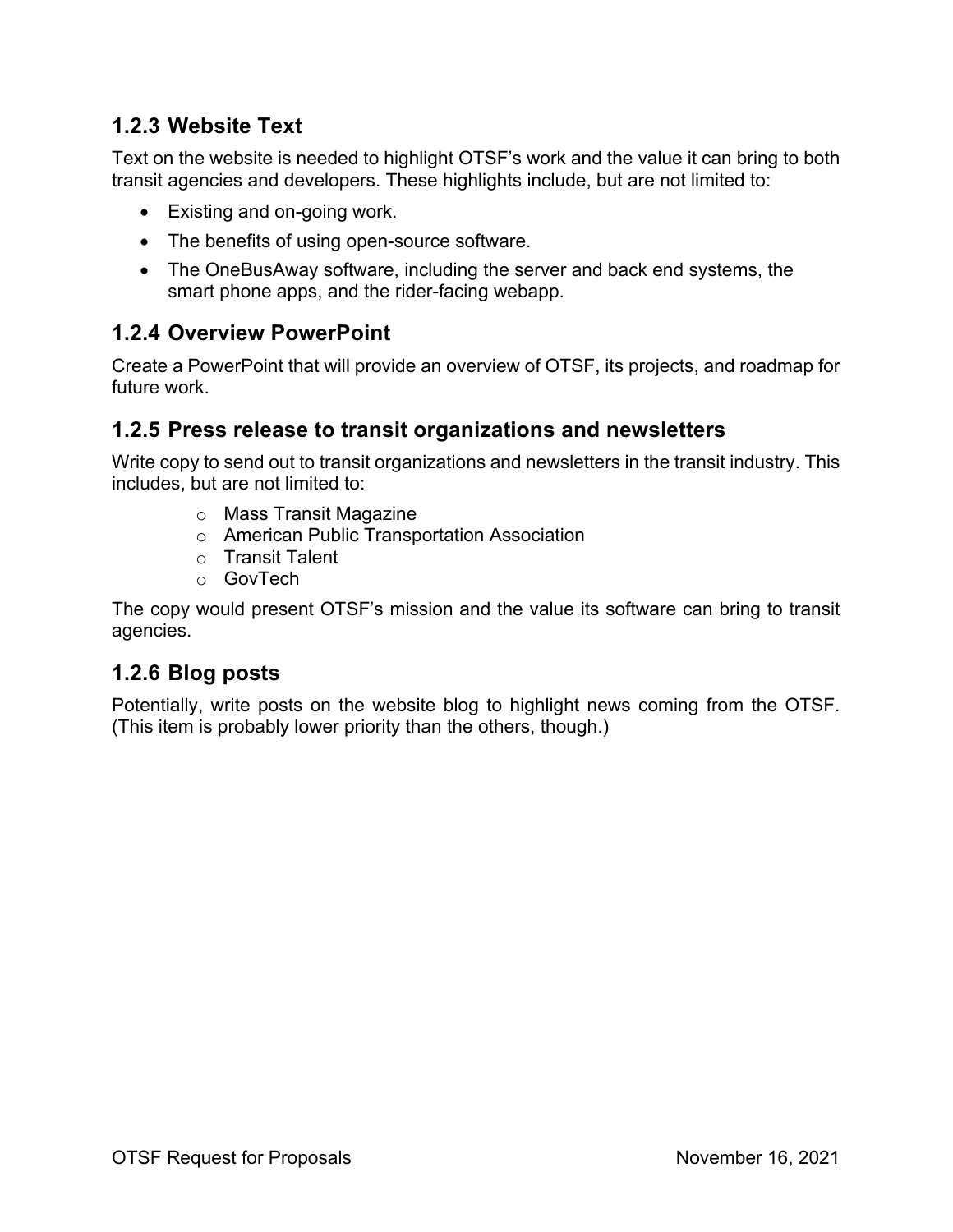### 1.2.3 Website Text

Text on the website is needed to highlight OTSF's work and the value it can bring to both transit agencies and developers. These highlights include, but are not limited to:

- Existing and on-going work.
- The benefits of using open-source software.
- The OneBusAway software, including the server and back end systems, the smart phone apps, and the rider-facing webapp.

### 1.2.4 Overview PowerPoint

Create a PowerPoint that will provide an overview of OTSF, its projects, and roadmap for future work.

### 1.2.5 Press release to transit organizations and newsletters

Write copy to send out to transit organizations and newsletters in the transit industry. This includes, but are not limited to:

- Mass Transit Magazine
- American Public Transportation Association
- Transit Talent
- GovTech

The copy would present OTSF's mission and the value its software can bring to transit agencies.

### 1.2.6 Blog posts

Potentially, write posts on the website blog to highlight news coming from the OTSF. (This item is probably lower priority than the others, though.)